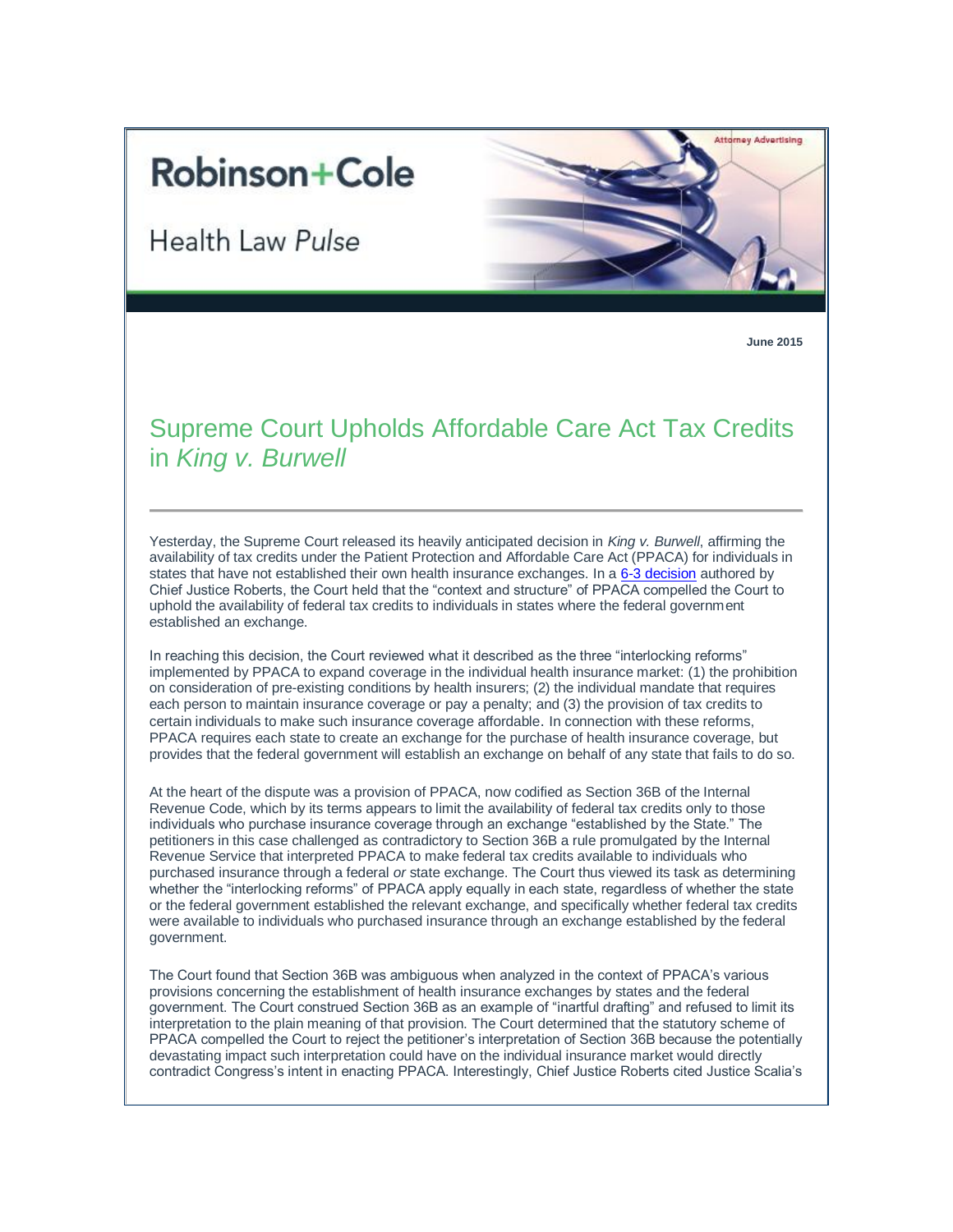Robinson+Cole

Health Law *Pulse*

Attorney Advertising

**June 2015**

# Supreme Court Upholds Affordable Care Act Tax Credits in *King v. Burwell*

---

Yesterday, the Supreme Court released its heavily anticipated decision in *King v. Burwell*, affirming the availability of tax credits under the Patient Protection and Affordable Care Act (PPACA) for individuals in states that have not established their own health insurance exchanges. In a 6-3 decision authored by Chief Justice Roberts, the Court held that the "context and structure" of PPACA compelled the Court to uphold the availability of federal tax credits to individuals in states where the federal government established an exchange.

In reaching this decision, the Court reviewed what it described as the three "interlocking reforms" implemented by PPACA to expand coverage in the individual health insurance market: (1) the prohibition on consideration of pre-existing conditions by health insurers; (2) the individual mandate that requires each person to maintain insurance coverage or pay a penalty; and (3) the provision of tax credits to certain individuals to make such insurance coverage affordable. In connection with these reforms, PPACA requires each state to create an exchange for the purchase of health insurance coverage, but provides that the federal government will establish an exchange on behalf of any state that fails to do so.

At the heart of the dispute was a provision of PPACA, now codified as Section 36B of the Internal Revenue Code, which by its terms appears to limit the availability of federal tax credits only to those individuals who purchase insurance coverage through an exchange "established by the State." The petitioners in this case challenged as contradictory to Section 36B a rule promulgated by the Internal Revenue Service that interpreted PPACA to make federal tax credits available to individuals who purchased insurance through a federal *or* state exchange. The Court thus viewed its task as determining whether the "interlocking reforms" of PPACA apply equally in each state, regardless of whether the state or the federal government established the relevant exchange, and specifically whether federal tax credits were available to individuals who purchased insurance through an exchange established by the federal government.

The Court found that Section 36B was ambiguous when analyzed in the context of PPACA's various provisions concerning the establishment of health insurance exchanges by states and the federal government. The Court construed Section 36B as an example of "inartful drafting" and refused to limit its interpretation to the plain meaning of that provision. The Court determined that the statutory scheme of PPACA compelled the Court to reject the petitioner's interpretation of Section 36B because the potentially devastating impact such interpretation could have on the individual insurance market would directly contradict Congress's intent in enacting PPACA. Interestingly, Chief Justice Roberts cited Justice Scalia's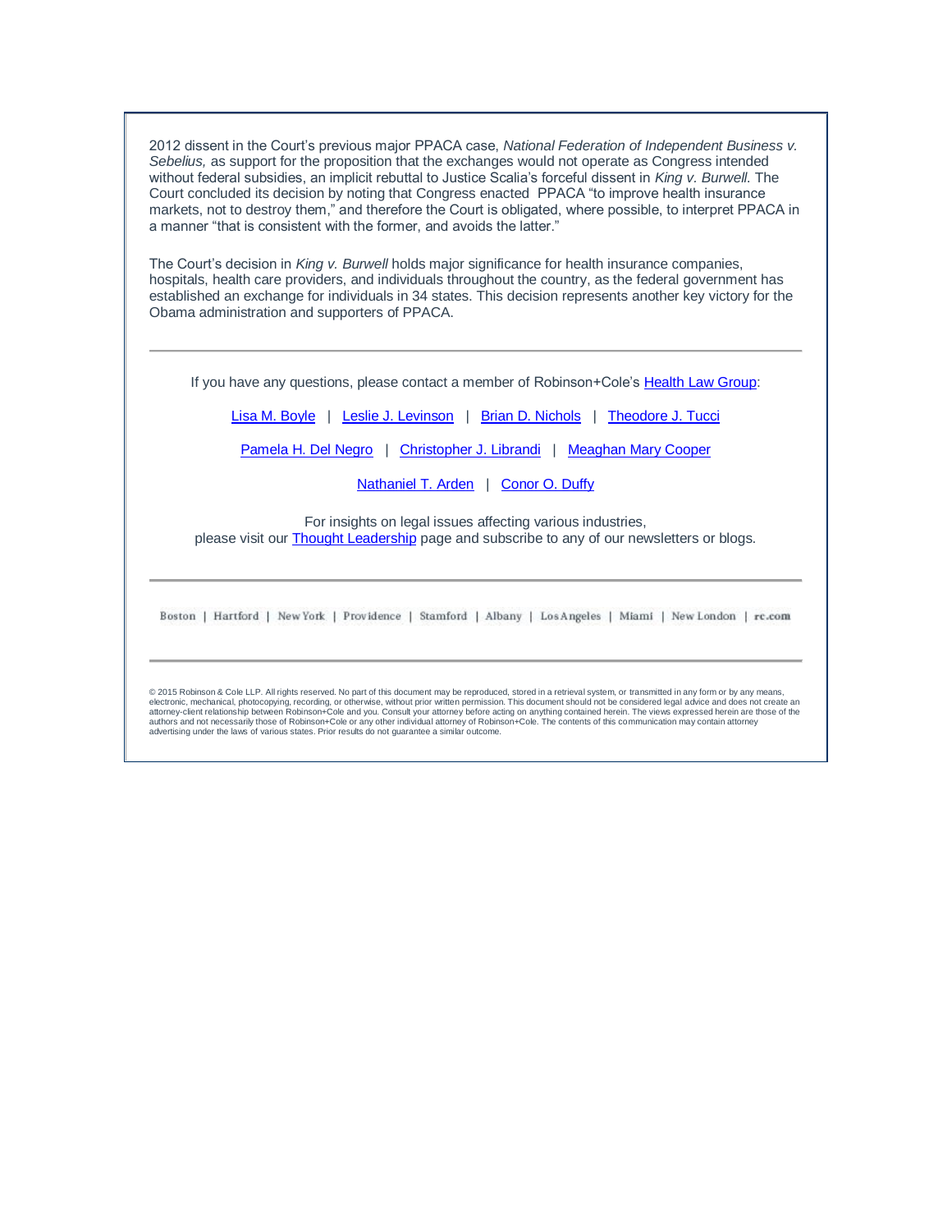2012 dissent in the Court's previous major PPACA case, *National Federation of Independent Business v. Sebelius,* as support for the proposition that the exchanges would not operate as Congress intended without federal subsidies, an implicit rebuttal to Justice Scalia's forceful dissent in *King v. Burwell*. The Court concluded its decision by noting that Congress enacted PPACA "to improve health insurance markets, not to destroy them," and therefore the Court is obligated, where possible, to interpret PPACA in a manner "that is consistent with the former, and avoids the latter."

The Court's decision in *King v. Burwell* holds major significance for health insurance companies, hospitals, health care providers, and individuals throughout the country, as the federal government has established an exchange for individuals in 34 states. This decision represents another key victory for the Obama administration and supporters of PPACA.

---

If you have any questions, please contact a member of Robinson+Cole's Health Law Group:

Lisa M. Boyle | Leslie J. Levinson | Brian D. Nichols | Theodore J. Tucci

Pamela H. Del Negro | Christopher J. Librandi | Meaghan Mary Cooper

Nathaniel T. Arden | Conor O. Duffy

For insights on legal issues affecting various industries,
please visit our Thought Leadership page and subscribe to any of our newsletters or blogs.

---

Boston | Hartford | New York | Providence | Stamford | Albany | Los Angeles | Miami | New London | rc.com

---

© 2015 Robinson & Cole LLP. All rights reserved. No part of this document may be reproduced, stored in a retrieval system, or transmitted in any form or by any means, electronic, mechanical, photocopying, recording, or otherwise, without prior written permission. This document should not be considered legal advice and does not create an attorney-client relationship between Robinson+Cole and you. Consult your attorney before acting on anything contained herein. The views expressed herein are those of the authors and not necessarily those of Robinson+Cole or any other individual attorney of Robinson+Cole. The contents of this communication may contain attorney advertising under the laws of various states. Prior results do not guarantee a similar outcome.